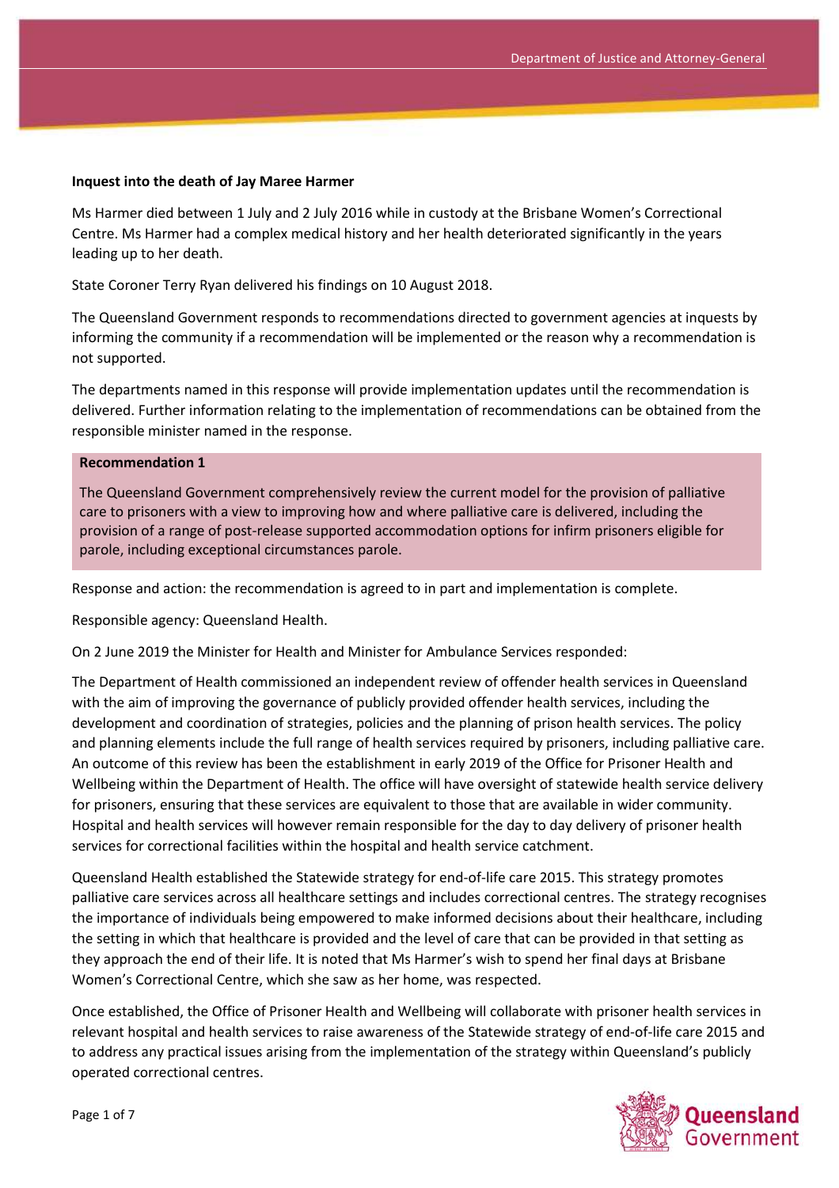**Inquest into the death of Jay Maree Harmer**

Ms Harmer died between 1 July and 2 July 2016 while in custody at the Brisbane Women's Correctional Centre. Ms Harmer had a complex medical history and her health deteriorated significantly in the years leading up to her death.

State Coroner Terry Ryan delivered his findings on 10 August 2018.

The Queensland Government responds to recommendations directed to government agencies at inquests by informing the community if a recommendation will be implemented or the reason why a recommendation is not supported.

The departments named in this response will provide implementation updates until the recommendation is delivered. Further information relating to the implementation of recommendations can be obtained from the responsible minister named in the response.

**Recommendation 1**

The Queensland Government comprehensively review the current model for the provision of palliative care to prisoners with a view to improving how and where palliative care is delivered, including the provision of a range of post-release supported accommodation options for infirm prisoners eligible for parole, including exceptional circumstances parole.

Response and action: the recommendation is agreed to in part and implementation is complete.

Responsible agency: Queensland Health.

On 2 June 2019 the Minister for Health and Minister for Ambulance Services responded:

The Department of Health commissioned an independent review of offender health services in Queensland with the aim of improving the governance of publicly provided offender health services, including the development and coordination of strategies, policies and the planning of prison health services. The policy and planning elements include the full range of health services required by prisoners, including palliative care. An outcome of this review has been the establishment in early 2019 of the Office for Prisoner Health and Wellbeing within the Department of Health. The office will have oversight of statewide health service delivery for prisoners, ensuring that these services are equivalent to those that are available in wider community. Hospital and health services will however remain responsible for the day to day delivery of prisoner health services for correctional facilities within the hospital and health service catchment.

Queensland Health established the Statewide strategy for end-of-life care 2015. This strategy promotes palliative care services across all healthcare settings and includes correctional centres. The strategy recognises the importance of individuals being empowered to make informed decisions about their healthcare, including the setting in which that healthcare is provided and the level of care that can be provided in that setting as they approach the end of their life. It is noted that Ms Harmer's wish to spend her final days at Brisbane Women's Correctional Centre, which she saw as her home, was respected.

Once established, the Office of Prisoner Health and Wellbeing will collaborate with prisoner health services in relevant hospital and health services to raise awareness of the Statewide strategy of end-of-life care 2015 and to address any practical issues arising from the implementation of the strategy within Queensland's publicly operated correctional centres.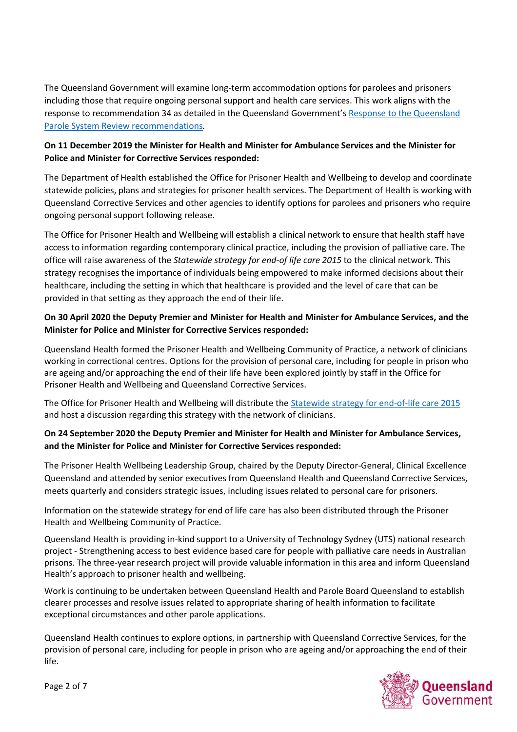The Queensland Government will examine long-term accommodation options for parolees and prisoners including those that require ongoing personal support and health care services. This work aligns with the response to recommendation 34 as detailed in the Queensland Government's [Response to the Queensland Parole System Review recommendations](#).

**On 11 December 2019 the Minister for Health and Minister for Ambulance Services and the Minister for Police and Minister for Corrective Services responded:**

The Department of Health established the Office for Prisoner Health and Wellbeing to develop and coordinate statewide policies, plans and strategies for prisoner health services. The Department of Health is working with Queensland Corrective Services and other agencies to identify options for parolees and prisoners who require ongoing personal support following release.

The Office for Prisoner Health and Wellbeing will establish a clinical network to ensure that health staff have access to information regarding contemporary clinical practice, including the provision of palliative care. The office will raise awareness of the *Statewide strategy for end-of life care 2015* to the clinical network. This strategy recognises the importance of individuals being empowered to make informed decisions about their healthcare, including the setting in which that healthcare is provided and the level of care that can be provided in that setting as they approach the end of their life.

**On 30 April 2020 the Deputy Premier and Minister for Health and Minister for Ambulance Services, and the Minister for Police and Minister for Corrective Services responded:**

Queensland Health formed the Prisoner Health and Wellbeing Community of Practice, a network of clinicians working in correctional centres. Options for the provision of personal care, including for people in prison who are ageing and/or approaching the end of their life have been explored jointly by staff in the Office for Prisoner Health and Wellbeing and Queensland Corrective Services.

The Office for Prisoner Health and Wellbeing will distribute the [Statewide strategy for end-of-life care 2015](#) and host a discussion regarding this strategy with the network of clinicians.

**On 24 September 2020 the Deputy Premier and Minister for Health and Minister for Ambulance Services, and the Minister for Police and Minister for Corrective Services responded:**

The Prisoner Health Wellbeing Leadership Group, chaired by the Deputy Director-General, Clinical Excellence Queensland and attended by senior executives from Queensland Health and Queensland Corrective Services, meets quarterly and considers strategic issues, including issues related to personal care for prisoners.

Information on the statewide strategy for end of life care has also been distributed through the Prisoner Health and Wellbeing Community of Practice.

Queensland Health is providing in-kind support to a University of Technology Sydney (UTS) national research project - Strengthening access to best evidence based care for people with palliative care needs in Australian prisons. The three-year research project will provide valuable information in this area and inform Queensland Health's approach to prisoner health and wellbeing.

Work is continuing to be undertaken between Queensland Health and Parole Board Queensland to establish clearer processes and resolve issues related to appropriate sharing of health information to facilitate exceptional circumstances and other parole applications.

Queensland Health continues to explore options, in partnership with Queensland Corrective Services, for the provision of personal care, including for people in prison who are ageing and/or approaching the end of their life.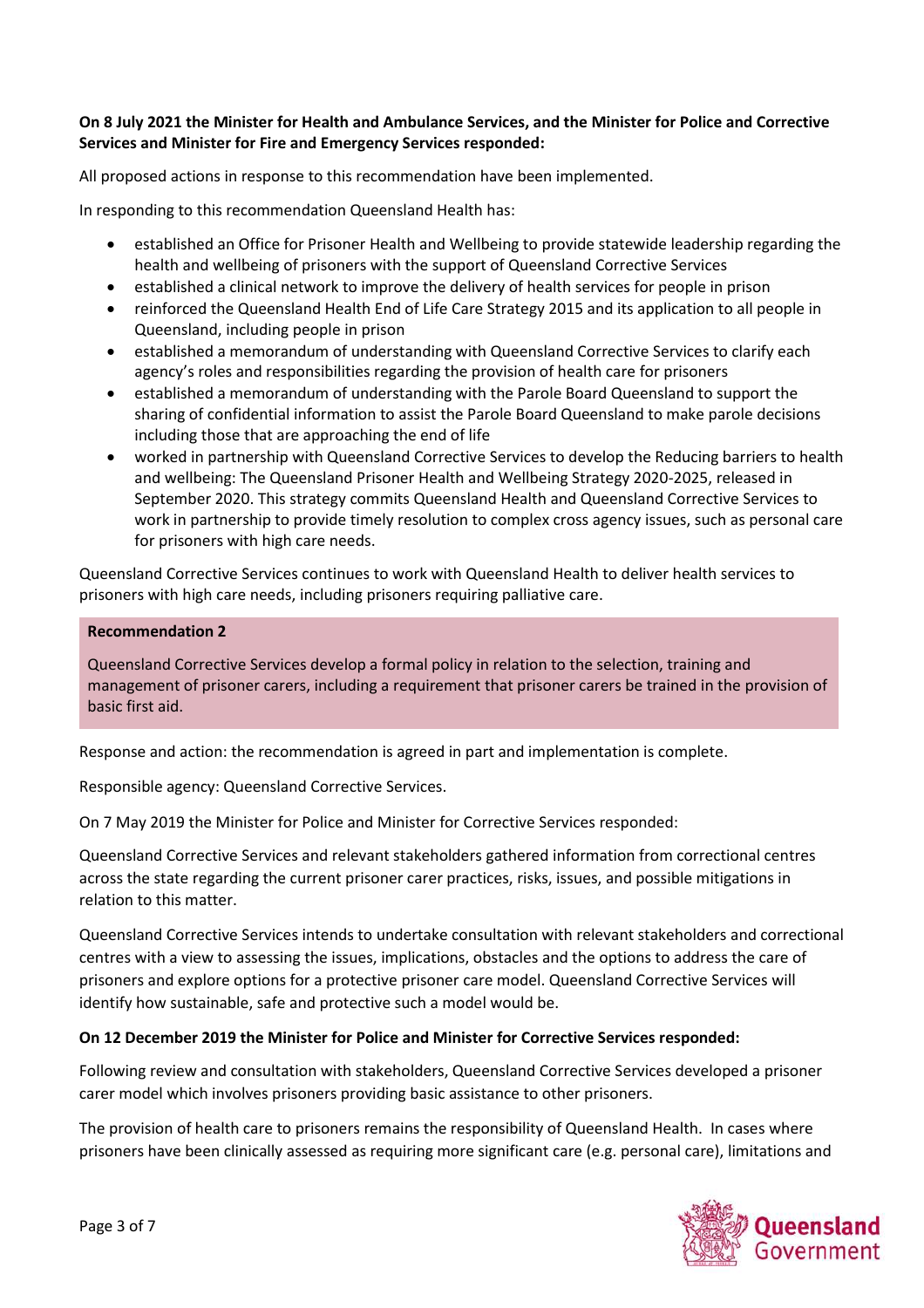**On 8 July 2021 the Minister for Health and Ambulance Services, and the Minister for Police and Corrective Services and Minister for Fire and Emergency Services responded:**

All proposed actions in response to this recommendation have been implemented.

In responding to this recommendation Queensland Health has:

- established an Office for Prisoner Health and Wellbeing to provide statewide leadership regarding the health and wellbeing of prisoners with the support of Queensland Corrective Services
- established a clinical network to improve the delivery of health services for people in prison
- reinforced the Queensland Health End of Life Care Strategy 2015 and its application to all people in Queensland, including people in prison
- established a memorandum of understanding with Queensland Corrective Services to clarify each agency's roles and responsibilities regarding the provision of health care for prisoners
- established a memorandum of understanding with the Parole Board Queensland to support the sharing of confidential information to assist the Parole Board Queensland to make parole decisions including those that are approaching the end of life
- worked in partnership with Queensland Corrective Services to develop the Reducing barriers to health and wellbeing: The Queensland Prisoner Health and Wellbeing Strategy 2020-2025, released in September 2020. This strategy commits Queensland Health and Queensland Corrective Services to work in partnership to provide timely resolution to complex cross agency issues, such as personal care for prisoners with high care needs.

Queensland Corrective Services continues to work with Queensland Health to deliver health services to prisoners with high care needs, including prisoners requiring palliative care.

**Recommendation 2**

Queensland Corrective Services develop a formal policy in relation to the selection, training and management of prisoner carers, including a requirement that prisoner carers be trained in the provision of basic first aid.

Response and action: the recommendation is agreed in part and implementation is complete.

Responsible agency: Queensland Corrective Services.

On 7 May 2019 the Minister for Police and Minister for Corrective Services responded:

Queensland Corrective Services and relevant stakeholders gathered information from correctional centres across the state regarding the current prisoner carer practices, risks, issues, and possible mitigations in relation to this matter.

Queensland Corrective Services intends to undertake consultation with relevant stakeholders and correctional centres with a view to assessing the issues, implications, obstacles and the options to address the care of prisoners and explore options for a protective prisoner care model. Queensland Corrective Services will identify how sustainable, safe and protective such a model would be.

**On 12 December 2019 the Minister for Police and Minister for Corrective Services responded:**

Following review and consultation with stakeholders, Queensland Corrective Services developed a prisoner carer model which involves prisoners providing basic assistance to other prisoners.

The provision of health care to prisoners remains the responsibility of Queensland Health. In cases where prisoners have been clinically assessed as requiring more significant care (e.g. personal care), limitations and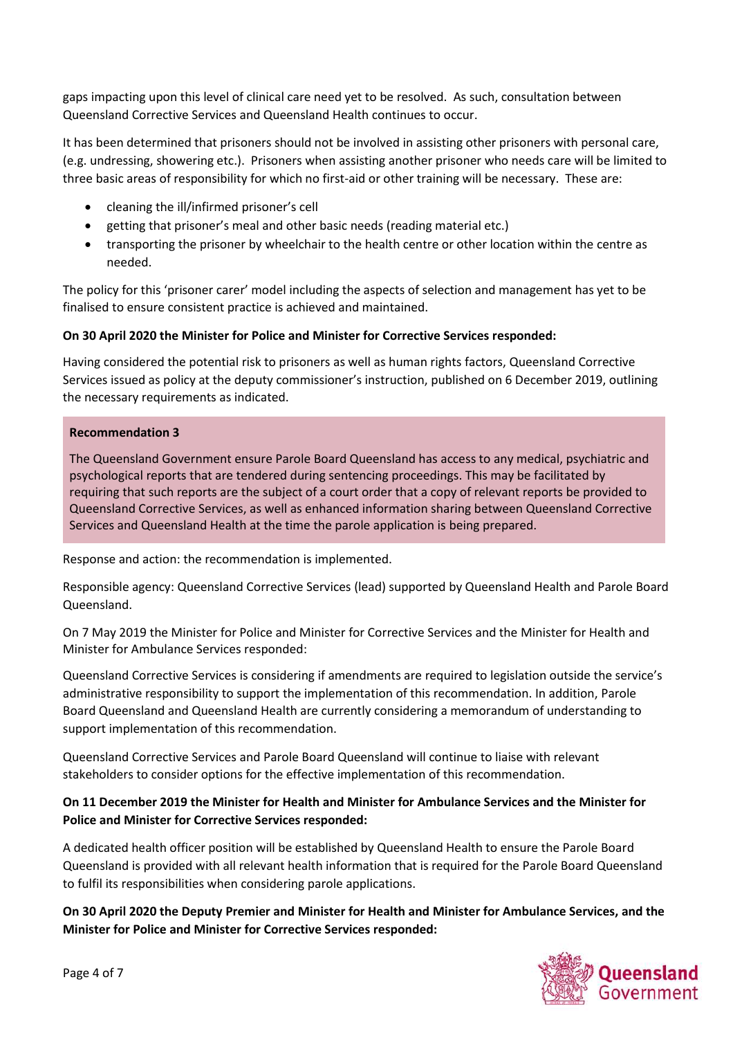gaps impacting upon this level of clinical care need yet to be resolved. As such, consultation between Queensland Corrective Services and Queensland Health continues to occur.

It has been determined that prisoners should not be involved in assisting other prisoners with personal care, (e.g. undressing, showering etc.). Prisoners when assisting another prisoner who needs care will be limited to three basic areas of responsibility for which no first-aid or other training will be necessary. These are:

- cleaning the ill/infirmed prisoner's cell
- getting that prisoner's meal and other basic needs (reading material etc.)
- transporting the prisoner by wheelchair to the health centre or other location within the centre as needed.

The policy for this 'prisoner carer' model including the aspects of selection and management has yet to be finalised to ensure consistent practice is achieved and maintained.

**On 30 April 2020 the Minister for Police and Minister for Corrective Services responded:**

Having considered the potential risk to prisoners as well as human rights factors, Queensland Corrective Services issued as policy at the deputy commissioner's instruction, published on 6 December 2019, outlining the necessary requirements as indicated.

**Recommendation 3**

The Queensland Government ensure Parole Board Queensland has access to any medical, psychiatric and psychological reports that are tendered during sentencing proceedings. This may be facilitated by requiring that such reports are the subject of a court order that a copy of relevant reports be provided to Queensland Corrective Services, as well as enhanced information sharing between Queensland Corrective Services and Queensland Health at the time the parole application is being prepared.

Response and action: the recommendation is implemented.

Responsible agency: Queensland Corrective Services (lead) supported by Queensland Health and Parole Board Queensland.

On 7 May 2019 the Minister for Police and Minister for Corrective Services and the Minister for Health and Minister for Ambulance Services responded:

Queensland Corrective Services is considering if amendments are required to legislation outside the service's administrative responsibility to support the implementation of this recommendation. In addition, Parole Board Queensland and Queensland Health are currently considering a memorandum of understanding to support implementation of this recommendation.

Queensland Corrective Services and Parole Board Queensland will continue to liaise with relevant stakeholders to consider options for the effective implementation of this recommendation.

**On 11 December 2019 the Minister for Health and Minister for Ambulance Services and the Minister for Police and Minister for Corrective Services responded:**

A dedicated health officer position will be established by Queensland Health to ensure the Parole Board Queensland is provided with all relevant health information that is required for the Parole Board Queensland to fulfil its responsibilities when considering parole applications.

**On 30 April 2020 the Deputy Premier and Minister for Health and Minister for Ambulance Services, and the Minister for Police and Minister for Corrective Services responded:**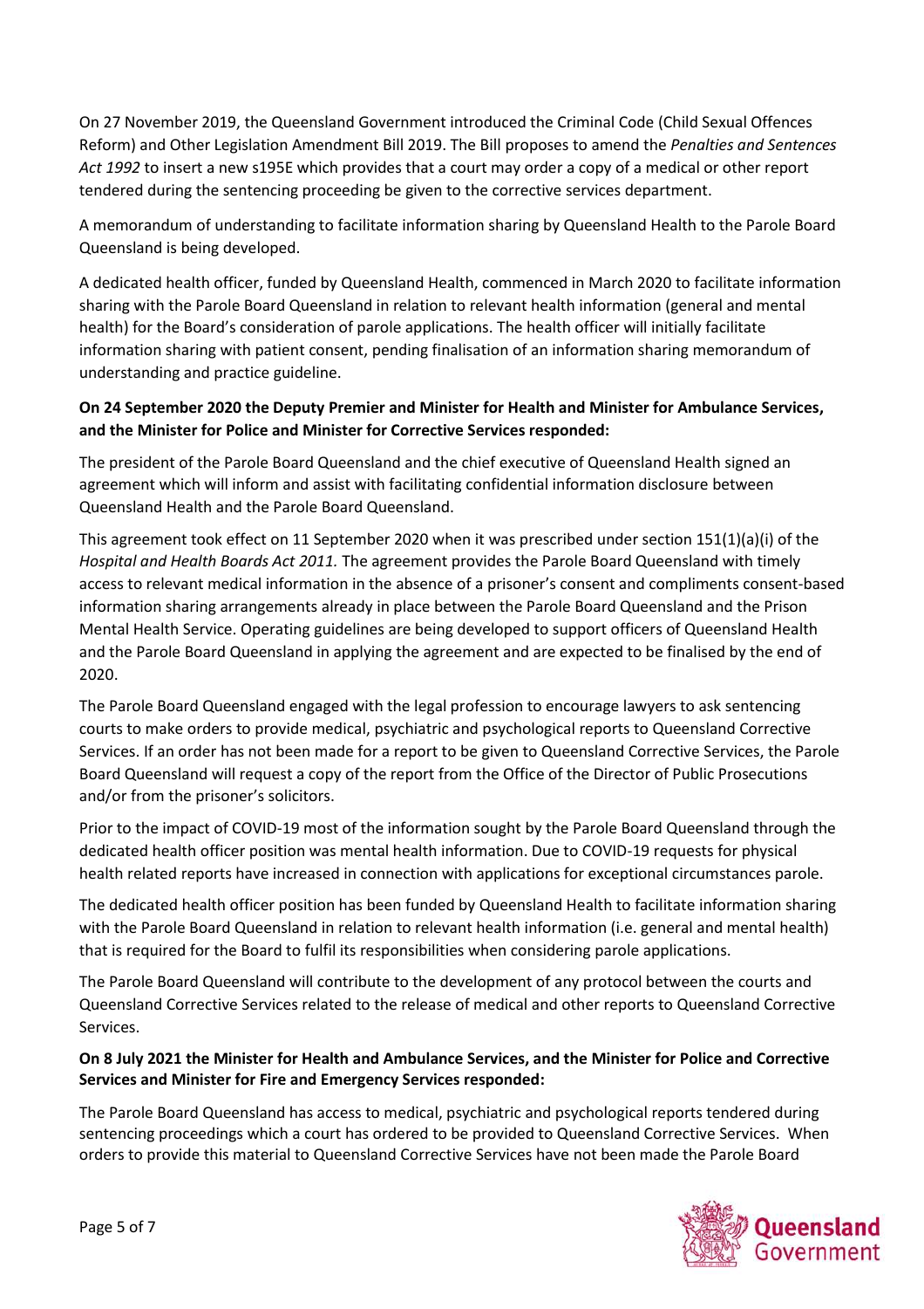On 27 November 2019, the Queensland Government introduced the Criminal Code (Child Sexual Offences Reform) and Other Legislation Amendment Bill 2019. The Bill proposes to amend the *Penalties and Sentences Act 1992* to insert a new s195E which provides that a court may order a copy of a medical or other report tendered during the sentencing proceeding be given to the corrective services department.

A memorandum of understanding to facilitate information sharing by Queensland Health to the Parole Board Queensland is being developed.

A dedicated health officer, funded by Queensland Health, commenced in March 2020 to facilitate information sharing with the Parole Board Queensland in relation to relevant health information (general and mental health) for the Board's consideration of parole applications. The health officer will initially facilitate information sharing with patient consent, pending finalisation of an information sharing memorandum of understanding and practice guideline.

**On 24 September 2020 the Deputy Premier and Minister for Health and Minister for Ambulance Services, and the Minister for Police and Minister for Corrective Services responded:**

The president of the Parole Board Queensland and the chief executive of Queensland Health signed an agreement which will inform and assist with facilitating confidential information disclosure between Queensland Health and the Parole Board Queensland.

This agreement took effect on 11 September 2020 when it was prescribed under section 151(1)(a)(i) of the *Hospital and Health Boards Act 2011.* The agreement provides the Parole Board Queensland with timely access to relevant medical information in the absence of a prisoner's consent and compliments consent-based information sharing arrangements already in place between the Parole Board Queensland and the Prison Mental Health Service. Operating guidelines are being developed to support officers of Queensland Health and the Parole Board Queensland in applying the agreement and are expected to be finalised by the end of 2020.

The Parole Board Queensland engaged with the legal profession to encourage lawyers to ask sentencing courts to make orders to provide medical, psychiatric and psychological reports to Queensland Corrective Services. If an order has not been made for a report to be given to Queensland Corrective Services, the Parole Board Queensland will request a copy of the report from the Office of the Director of Public Prosecutions and/or from the prisoner's solicitors.

Prior to the impact of COVID-19 most of the information sought by the Parole Board Queensland through the dedicated health officer position was mental health information. Due to COVID-19 requests for physical health related reports have increased in connection with applications for exceptional circumstances parole.

The dedicated health officer position has been funded by Queensland Health to facilitate information sharing with the Parole Board Queensland in relation to relevant health information (i.e. general and mental health) that is required for the Board to fulfil its responsibilities when considering parole applications.

The Parole Board Queensland will contribute to the development of any protocol between the courts and Queensland Corrective Services related to the release of medical and other reports to Queensland Corrective Services.

**On 8 July 2021 the Minister for Health and Ambulance Services, and the Minister for Police and Corrective Services and Minister for Fire and Emergency Services responded:**

The Parole Board Queensland has access to medical, psychiatric and psychological reports tendered during sentencing proceedings which a court has ordered to be provided to Queensland Corrective Services. When orders to provide this material to Queensland Corrective Services have not been made the Parole Board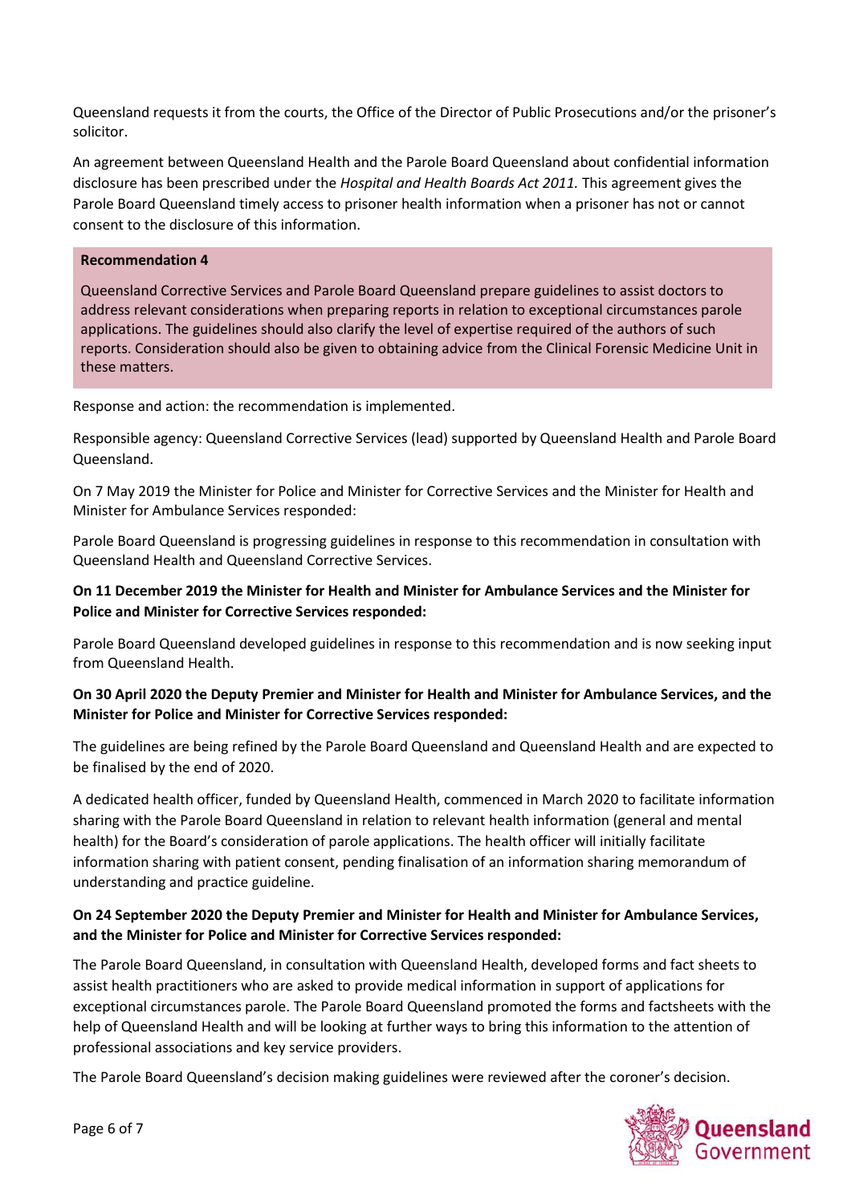Queensland requests it from the courts, the Office of the Director of Public Prosecutions and/or the prisoner's solicitor.

An agreement between Queensland Health and the Parole Board Queensland about confidential information disclosure has been prescribed under the *Hospital and Health Boards Act 2011.* This agreement gives the Parole Board Queensland timely access to prisoner health information when a prisoner has not or cannot consent to the disclosure of this information.

**Recommendation 4**

Queensland Corrective Services and Parole Board Queensland prepare guidelines to assist doctors to address relevant considerations when preparing reports in relation to exceptional circumstances parole applications. The guidelines should also clarify the level of expertise required of the authors of such reports. Consideration should also be given to obtaining advice from the Clinical Forensic Medicine Unit in these matters.

Response and action: the recommendation is implemented.

Responsible agency: Queensland Corrective Services (lead) supported by Queensland Health and Parole Board Queensland.

On 7 May 2019 the Minister for Police and Minister for Corrective Services and the Minister for Health and Minister for Ambulance Services responded:

Parole Board Queensland is progressing guidelines in response to this recommendation in consultation with Queensland Health and Queensland Corrective Services.

**On 11 December 2019 the Minister for Health and Minister for Ambulance Services and the Minister for Police and Minister for Corrective Services responded:**

Parole Board Queensland developed guidelines in response to this recommendation and is now seeking input from Queensland Health.

**On 30 April 2020 the Deputy Premier and Minister for Health and Minister for Ambulance Services, and the Minister for Police and Minister for Corrective Services responded:**

The guidelines are being refined by the Parole Board Queensland and Queensland Health and are expected to be finalised by the end of 2020.

A dedicated health officer, funded by Queensland Health, commenced in March 2020 to facilitate information sharing with the Parole Board Queensland in relation to relevant health information (general and mental health) for the Board's consideration of parole applications. The health officer will initially facilitate information sharing with patient consent, pending finalisation of an information sharing memorandum of understanding and practice guideline.

**On 24 September 2020 the Deputy Premier and Minister for Health and Minister for Ambulance Services, and the Minister for Police and Minister for Corrective Services responded:**

The Parole Board Queensland, in consultation with Queensland Health, developed forms and fact sheets to assist health practitioners who are asked to provide medical information in support of applications for exceptional circumstances parole. The Parole Board Queensland promoted the forms and factsheets with the help of Queensland Health and will be looking at further ways to bring this information to the attention of professional associations and key service providers.

The Parole Board Queensland's decision making guidelines were reviewed after the coroner's decision.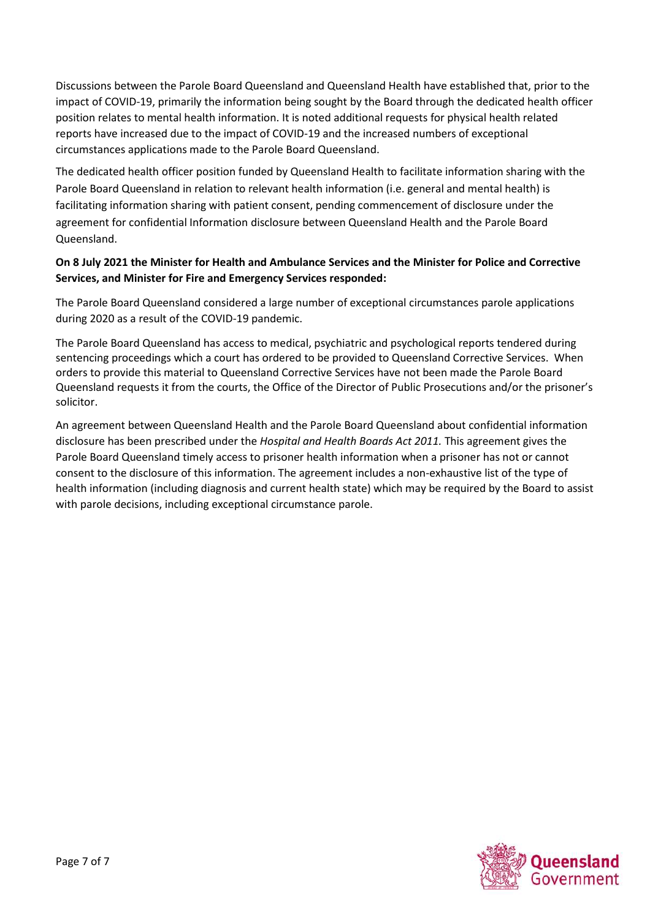Discussions between the Parole Board Queensland and Queensland Health have established that, prior to the impact of COVID-19, primarily the information being sought by the Board through the dedicated health officer position relates to mental health information. It is noted additional requests for physical health related reports have increased due to the impact of COVID-19 and the increased numbers of exceptional circumstances applications made to the Parole Board Queensland.

The dedicated health officer position funded by Queensland Health to facilitate information sharing with the Parole Board Queensland in relation to relevant health information (i.e. general and mental health) is facilitating information sharing with patient consent, pending commencement of disclosure under the agreement for confidential Information disclosure between Queensland Health and the Parole Board Queensland.

**On 8 July 2021 the Minister for Health and Ambulance Services and the Minister for Police and Corrective Services, and Minister for Fire and Emergency Services responded:**

The Parole Board Queensland considered a large number of exceptional circumstances parole applications during 2020 as a result of the COVID-19 pandemic.

The Parole Board Queensland has access to medical, psychiatric and psychological reports tendered during sentencing proceedings which a court has ordered to be provided to Queensland Corrective Services. When orders to provide this material to Queensland Corrective Services have not been made the Parole Board Queensland requests it from the courts, the Office of the Director of Public Prosecutions and/or the prisoner's solicitor.

An agreement between Queensland Health and the Parole Board Queensland about confidential information disclosure has been prescribed under the *Hospital and Health Boards Act 2011.* This agreement gives the Parole Board Queensland timely access to prisoner health information when a prisoner has not or cannot consent to the disclosure of this information. The agreement includes a non-exhaustive list of the type of health information (including diagnosis and current health state) which may be required by the Board to assist with parole decisions, including exceptional circumstance parole.